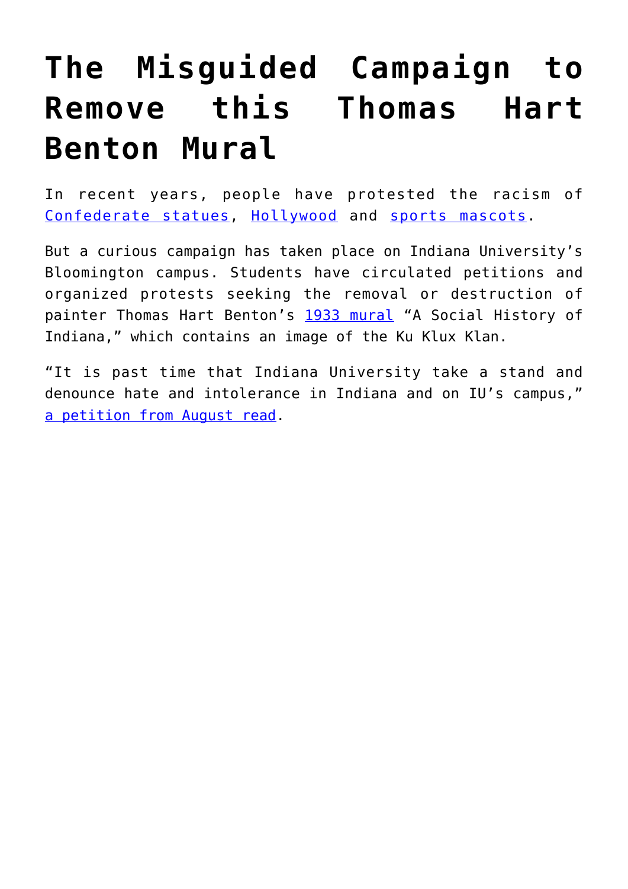# The Misguided Campaign to Remove this Thomas Hart Benton Mural

In recent years, people have protested the racism of Confederate statues, Hollywood and sports mascots.

But a curious campaign has taken place on Indiana University's Bloomington campus. Students have circulated petitions and organized protests seeking the removal or destruction of painter Thomas Hart Benton's 1933 mural "A Social History of Indiana," which contains an image of the Ku Klux Klan.

"It is past time that Indiana University take a stand and denounce hate and intolerance in Indiana and on IU's campus," a petition from August read.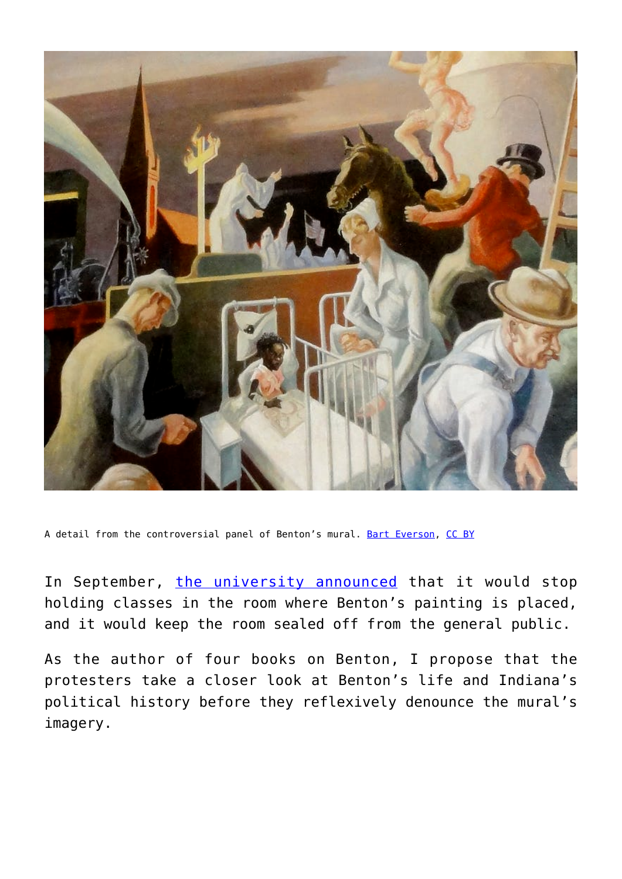A detail from the controversial panel of Benton's mural. Bart Everson, CC BY

In September, the university announced that it would stop holding classes in the room where Benton's painting is placed, and it would keep the room sealed off from the general public.

As the author of four books on Benton, I propose that the protesters take a closer look at Benton's life and Indiana's political history before they reflexively denounce the mural's imagery.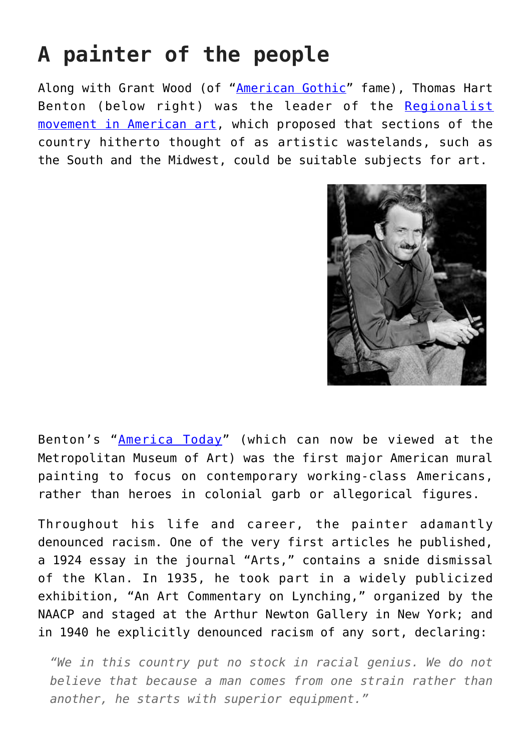## A painter of the people

Along with Grant Wood (of "American Gothic" fame), Thomas Hart Benton (below right) was the leader of the Regionalist movement in American art, which proposed that sections of the country hitherto thought of as artistic wastelands, such as the South and the Midwest, could be suitable subjects for art.

Benton's "America Today" (which can now be viewed at the Metropolitan Museum of Art) was the first major American mural painting to focus on contemporary working-class Americans, rather than heroes in colonial garb or allegorical figures.

Throughout his life and career, the painter adamantly denounced racism. One of the very first articles he published, a 1924 essay in the journal "Arts," contains a snide dismissal of the Klan. In 1935, he took part in a widely publicized exhibition, "An Art Commentary on Lynching," organized by the NAACP and staged at the Arthur Newton Gallery in New York; and in 1940 he explicitly denounced racism of any sort, declaring:

> *"We in this country put no stock in racial genius. We do not believe that because a man comes from one strain rather than another, he starts with superior equipment."*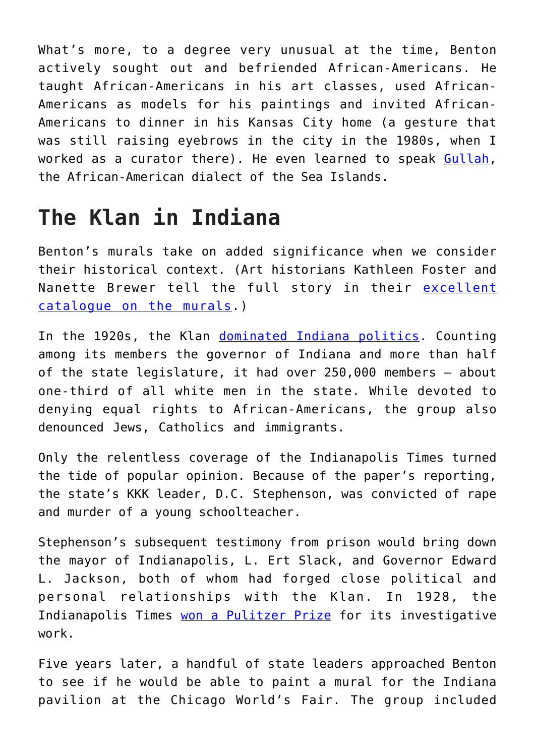What's more, to a degree very unusual at the time, Benton actively sought out and befriended African-Americans. He taught African-Americans in his art classes, used African-Americans as models for his paintings and invited African-Americans to dinner in his Kansas City home (a gesture that was still raising eyebrows in the city in the 1980s, when I worked as a curator there). He even learned to speak Gullah, the African-American dialect of the Sea Islands.

## The Klan in Indiana

Benton's murals take on added significance when we consider their historical context. (Art historians Kathleen Foster and Nanette Brewer tell the full story in their excellent catalogue on the murals.)

In the 1920s, the Klan dominated Indiana politics. Counting among its members the governor of Indiana and more than half of the state legislature, it had over 250,000 members – about one-third of all white men in the state. While devoted to denying equal rights to African-Americans, the group also denounced Jews, Catholics and immigrants.

Only the relentless coverage of the Indianapolis Times turned the tide of popular opinion. Because of the paper's reporting, the state's KKK leader, D.C. Stephenson, was convicted of rape and murder of a young schoolteacher.

Stephenson's subsequent testimony from prison would bring down the mayor of Indianapolis, L. Ert Slack, and Governor Edward L. Jackson, both of whom had forged close political and personal relationships with the Klan. In 1928, the Indianapolis Times won a Pulitzer Prize for its investigative work.

Five years later, a handful of state leaders approached Benton to see if he would be able to paint a mural for the Indiana pavilion at the Chicago World's Fair. The group included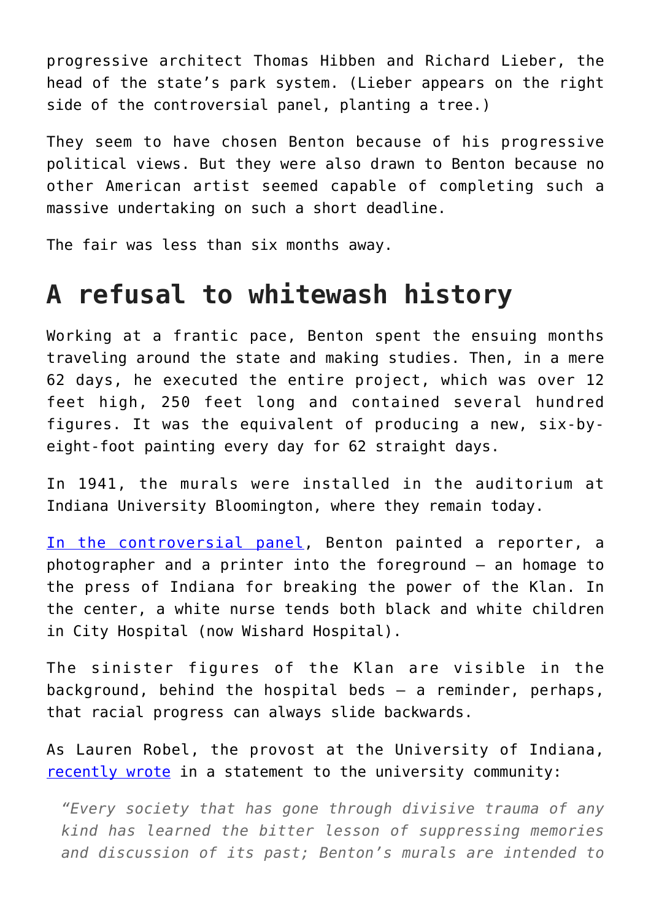progressive architect Thomas Hibben and Richard Lieber, the head of the state's park system. (Lieber appears on the right side of the controversial panel, planting a tree.)

They seem to have chosen Benton because of his progressive political views. But they were also drawn to Benton because no other American artist seemed capable of completing such a massive undertaking on such a short deadline.

The fair was less than six months away.

## A refusal to whitewash history

Working at a frantic pace, Benton spent the ensuing months traveling around the state and making studies. Then, in a mere 62 days, he executed the entire project, which was over 12 feet high, 250 feet long and contained several hundred figures. It was the equivalent of producing a new, six-by-eight-foot painting every day for 62 straight days.

In 1941, the murals were installed in the auditorium at Indiana University Bloomington, where they remain today.

In the controversial panel, Benton painted a reporter, a photographer and a printer into the foreground – an homage to the press of Indiana for breaking the power of the Klan. In the center, a white nurse tends both black and white children in City Hospital (now Wishard Hospital).

The sinister figures of the Klan are visible in the background, behind the hospital beds – a reminder, perhaps, that racial progress can always slide backwards.

As Lauren Robel, the provost at the University of Indiana, recently wrote in a statement to the university community:

> *"Every society that has gone through divisive trauma of any kind has learned the bitter lesson of suppressing memories and discussion of its past; Benton's murals are intended to*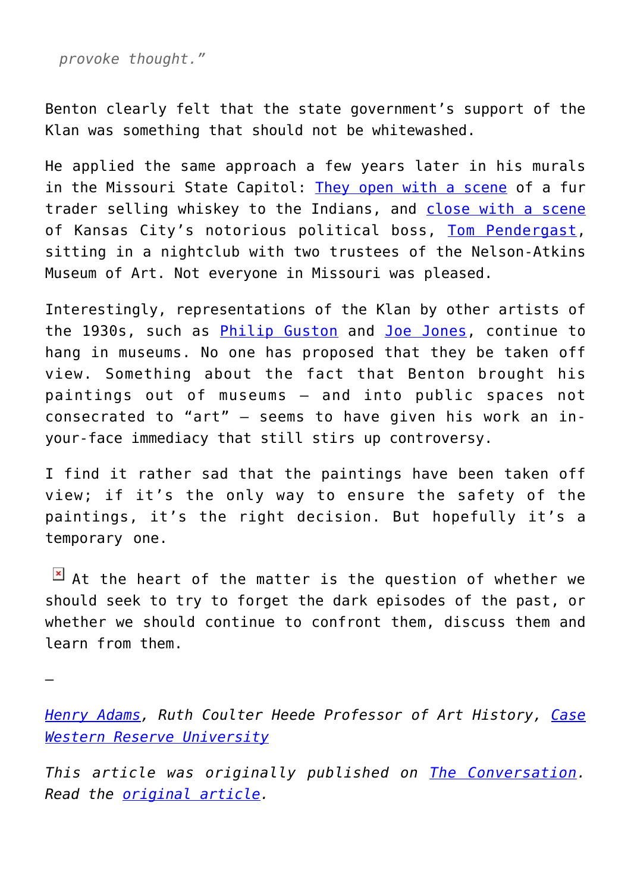*provoke thought."*

Benton clearly felt that the state government's support of the Klan was something that should not be whitewashed.

He applied the same approach a few years later in his murals in the Missouri State Capitol: They open with a scene of a fur trader selling whiskey to the Indians, and close with a scene of Kansas City's notorious political boss, Tom Pendergast, sitting in a nightclub with two trustees of the Nelson-Atkins Museum of Art. Not everyone in Missouri was pleased.

Interestingly, representations of the Klan by other artists of the 1930s, such as Philip Guston and Joe Jones, continue to hang in museums. No one has proposed that they be taken off view. Something about the fact that Benton brought his paintings out of museums – and into public spaces not consecrated to "art" – seems to have given his work an in-your-face immediacy that still stirs up controversy.

I find it rather sad that the paintings have been taken off view; if it's the only way to ensure the safety of the paintings, it's the right decision. But hopefully it's a temporary one.

At the heart of the matter is the question of whether we should seek to try to forget the dark episodes of the past, or whether we should continue to confront them, discuss them and learn from them.

—

*Henry Adams, Ruth Coulter Heede Professor of Art History, Case Western Reserve University*

*This article was originally published on The Conversation. Read the original article.*